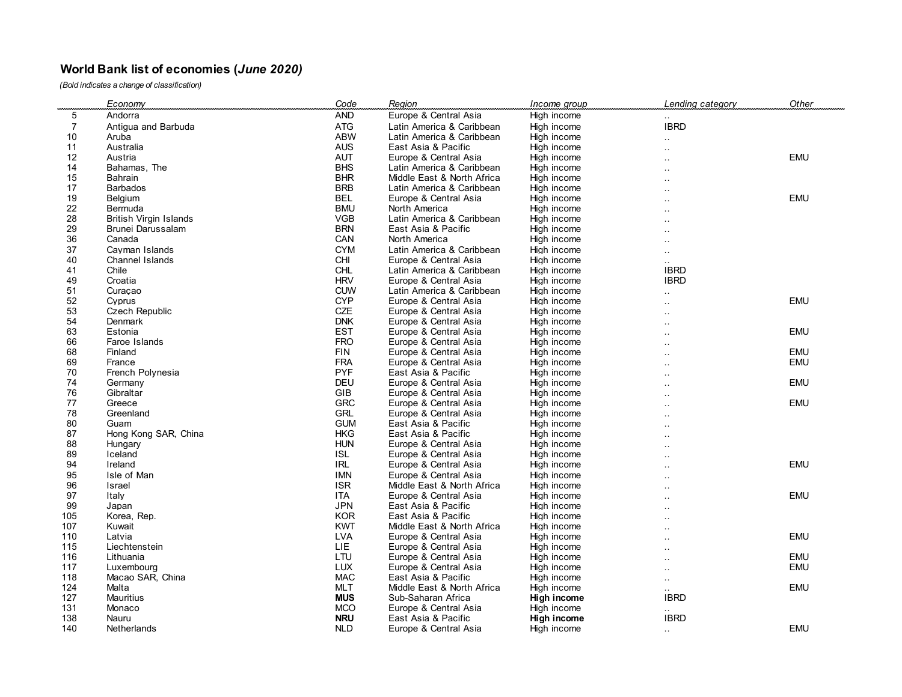## World Bank list of economies (*June 2020)*

*(Bold indicates a change of classification)*

| | Economy | Code | Region | Income group | Lending category | Other |
|---|---|---|---|---|---|---|
| 5 | Andorra | AND | Europe & Central Asia | High income | .. | |
| 7 | Antigua and Barbuda | ATG | Latin America & Caribbean | High income | IBRD | |
| 10 | Aruba | ABW | Latin America & Caribbean | High income | .. | |
| 11 | Australia | AUS | East Asia & Pacific | High income | .. | |
| 12 | Austria | AUT | Europe & Central Asia | High income | .. | EMU |
| 14 | Bahamas, The | BHS | Latin America & Caribbean | High income | .. | |
| 15 | Bahrain | BHR | Middle East & North Africa | High income | .. | |
| 17 | Barbados | BRB | Latin America & Caribbean | High income | .. | |
| 19 | Belgium | BEL | Europe & Central Asia | High income | .. | EMU |
| 22 | Bermuda | BMU | North America | High income | .. | |
| 28 | British Virgin Islands | VGB | Latin America & Caribbean | High income | .. | |
| 29 | Brunei Darussalam | BRN | East Asia & Pacific | High income | .. | |
| 36 | Canada | CAN | North America | High income | .. | |
| 37 | Cayman Islands | CYM | Latin America & Caribbean | High income | .. | |
| 40 | Channel Islands | CHI | Europe & Central Asia | High income | .. | |
| 41 | Chile | CHL | Latin America & Caribbean | High income | IBRD | |
| 49 | Croatia | HRV | Europe & Central Asia | High income | IBRD | |
| 51 | Curaçao | CUW | Latin America & Caribbean | High income | .. | |
| 52 | Cyprus | CYP | Europe & Central Asia | High income | .. | EMU |
| 53 | Czech Republic | CZE | Europe & Central Asia | High income | .. | |
| 54 | Denmark | DNK | Europe & Central Asia | High income | .. | |
| 63 | Estonia | EST | Europe & Central Asia | High income | .. | EMU |
| 66 | Faroe Islands | FRO | Europe & Central Asia | High income | .. | |
| 68 | Finland | FIN | Europe & Central Asia | High income | .. | EMU |
| 69 | France | FRA | Europe & Central Asia | High income | .. | EMU |
| 70 | French Polynesia | PYF | East Asia & Pacific | High income | .. | |
| 74 | Germany | DEU | Europe & Central Asia | High income | .. | EMU |
| 76 | Gibraltar | GIB | Europe & Central Asia | High income | .. | |
| 77 | Greece | GRC | Europe & Central Asia | High income | .. | EMU |
| 78 | Greenland | GRL | Europe & Central Asia | High income | .. | |
| 80 | Guam | GUM | East Asia & Pacific | High income | .. | |
| 87 | Hong Kong SAR, China | HKG | East Asia & Pacific | High income | .. | |
| 88 | Hungary | HUN | Europe & Central Asia | High income | .. | |
| 89 | Iceland | ISL | Europe & Central Asia | High income | .. | |
| 94 | Ireland | IRL | Europe & Central Asia | High income | .. | EMU |
| 95 | Isle of Man | IMN | Europe & Central Asia | High income | .. | |
| 96 | Israel | ISR | Middle East & North Africa | High income | .. | |
| 97 | Italy | ITA | Europe & Central Asia | High income | .. | EMU |
| 99 | Japan | JPN | East Asia & Pacific | High income | .. | |
| 105 | Korea, Rep. | KOR | East Asia & Pacific | High income | .. | |
| 107 | Kuwait | KWT | Middle East & North Africa | High income | .. | |
| 110 | Latvia | LVA | Europe & Central Asia | High income | .. | EMU |
| 115 | Liechtenstein | LIE | Europe & Central Asia | High income | .. | |
| 116 | Lithuania | LTU | Europe & Central Asia | High income | .. | EMU |
| 117 | Luxembourg | LUX | Europe & Central Asia | High income | .. | EMU |
| 118 | Macao SAR, China | MAC | East Asia & Pacific | High income | .. | |
| 124 | Malta | MLT | Middle East & North Africa | High income | .. | EMU |
| 127 | Mauritius | **MUS** | Sub-Saharan Africa | **High income** | IBRD | |
| 131 | Monaco | MCO | Europe & Central Asia | High income | .. | |
| 138 | Nauru | **NRU** | East Asia & Pacific | **High income** | IBRD | |
| 140 | Netherlands | NLD | Europe & Central Asia | High income | .. | EMU |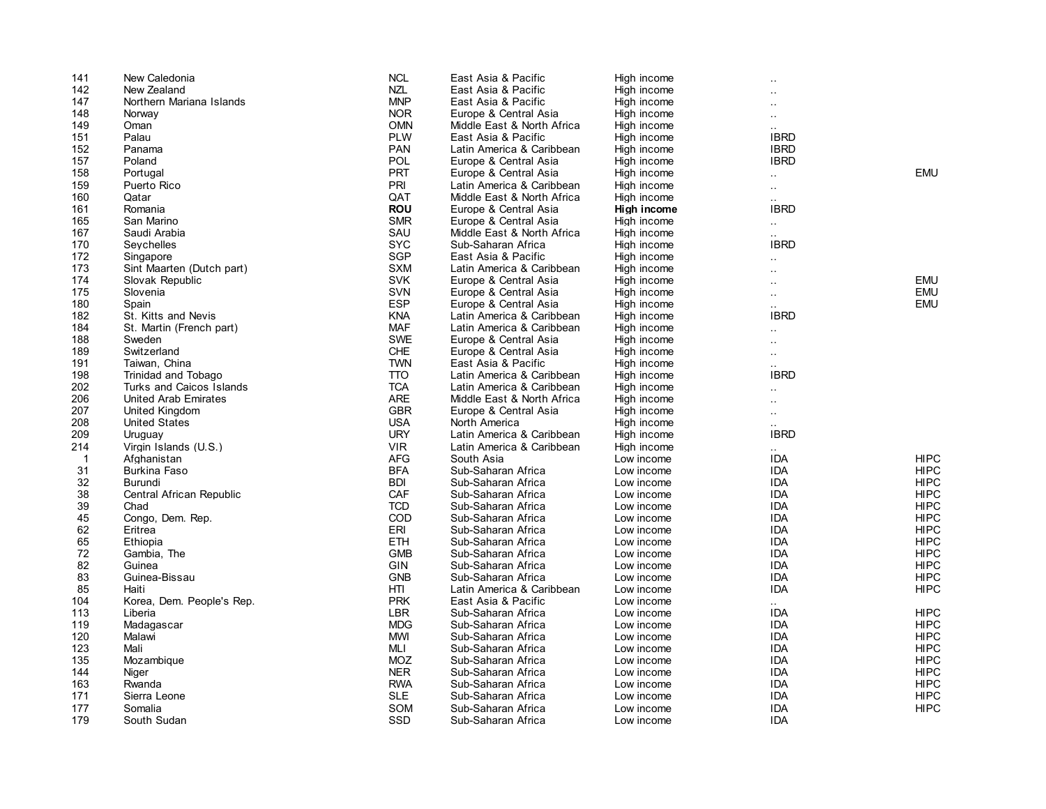| | | | | | | |
|---|---|---|---|---|---|---|
| 141 | New Caledonia | NCL | East Asia & Pacific | High income | .. | |
| 142 | New Zealand | NZL | East Asia & Pacific | High income | .. | |
| 147 | Northern Mariana Islands | MNP | East Asia & Pacific | High income | .. | |
| 148 | Norway | NOR | Europe & Central Asia | High income | .. | |
| 149 | Oman | OMN | Middle East & North Africa | High income | .. | |
| 151 | Palau | PLW | East Asia & Pacific | High income | IBRD | |
| 152 | Panama | PAN | Latin America & Caribbean | High income | IBRD | |
| 157 | Poland | POL | Europe & Central Asia | High income | IBRD | |
| 158 | Portugal | PRT | Europe & Central Asia | High income | .. | EMU |
| 159 | Puerto Rico | PRI | Latin America & Caribbean | High income | .. | |
| 160 | Qatar | QAT | Middle East & North Africa | High income | .. | |
| 161 | Romania | **ROU** | Europe & Central Asia | **High income** | IBRD | |
| 165 | San Marino | SMR | Europe & Central Asia | High income | .. | |
| 167 | Saudi Arabia | SAU | Middle East & North Africa | High income | .. | |
| 170 | Seychelles | SYC | Sub-Saharan Africa | High income | IBRD | |
| 172 | Singapore | SGP | East Asia & Pacific | High income | .. | |
| 173 | Sint Maarten (Dutch part) | SXM | Latin America & Caribbean | High income | .. | |
| 174 | Slovak Republic | SVK | Europe & Central Asia | High income | .. | EMU |
| 175 | Slovenia | SVN | Europe & Central Asia | High income | .. | EMU |
| 180 | Spain | ESP | Europe & Central Asia | High income | .. | EMU |
| 182 | St. Kitts and Nevis | KNA | Latin America & Caribbean | High income | IBRD | |
| 184 | St. Martin (French part) | MAF | Latin America & Caribbean | High income | .. | |
| 188 | Sweden | SWE | Europe & Central Asia | High income | .. | |
| 189 | Switzerland | CHE | Europe & Central Asia | High income | .. | |
| 191 | Taiwan, China | TWN | East Asia & Pacific | High income | .. | |
| 198 | Trinidad and Tobago | TTO | Latin America & Caribbean | High income | IBRD | |
| 202 | Turks and Caicos Islands | TCA | Latin America & Caribbean | High income | .. | |
| 206 | United Arab Emirates | ARE | Middle East & North Africa | High income | .. | |
| 207 | United Kingdom | GBR | Europe & Central Asia | High income | .. | |
| 208 | United States | USA | North America | High income | .. | |
| 209 | Uruguay | URY | Latin America & Caribbean | High income | IBRD | |
| 214 | Virgin Islands (U.S.) | VIR | Latin America & Caribbean | High income | .. | |
| 1 | Afghanistan | AFG | South Asia | Low income | IDA | HIPC |
| 31 | Burkina Faso | BFA | Sub-Saharan Africa | Low income | IDA | HIPC |
| 32 | Burundi | BDI | Sub-Saharan Africa | Low income | IDA | HIPC |
| 38 | Central African Republic | CAF | Sub-Saharan Africa | Low income | IDA | HIPC |
| 39 | Chad | TCD | Sub-Saharan Africa | Low income | IDA | HIPC |
| 45 | Congo, Dem. Rep. | COD | Sub-Saharan Africa | Low income | IDA | HIPC |
| 62 | Eritrea | ERI | Sub-Saharan Africa | Low income | IDA | HIPC |
| 65 | Ethiopia | ETH | Sub-Saharan Africa | Low income | IDA | HIPC |
| 72 | Gambia, The | GMB | Sub-Saharan Africa | Low income | IDA | HIPC |
| 82 | Guinea | GIN | Sub-Saharan Africa | Low income | IDA | HIPC |
| 83 | Guinea-Bissau | GNB | Sub-Saharan Africa | Low income | IDA | HIPC |
| 85 | Haiti | HTI | Latin America & Caribbean | Low income | IDA | HIPC |
| 104 | Korea, Dem. People's Rep. | PRK | East Asia & Pacific | Low income | .. | |
| 113 | Liberia | LBR | Sub-Saharan Africa | Low income | IDA | HIPC |
| 119 | Madagascar | MDG | Sub-Saharan Africa | Low income | IDA | HIPC |
| 120 | Malawi | MWI | Sub-Saharan Africa | Low income | IDA | HIPC |
| 123 | Mali | MLI | Sub-Saharan Africa | Low income | IDA | HIPC |
| 135 | Mozambique | MOZ | Sub-Saharan Africa | Low income | IDA | HIPC |
| 144 | Niger | NER | Sub-Saharan Africa | Low income | IDA | HIPC |
| 163 | Rwanda | RWA | Sub-Saharan Africa | Low income | IDA | HIPC |
| 171 | Sierra Leone | SLE | Sub-Saharan Africa | Low income | IDA | HIPC |
| 177 | Somalia | SOM | Sub-Saharan Africa | Low income | IDA | HIPC |
| 179 | South Sudan | SSD | Sub-Saharan Africa | Low income | IDA | |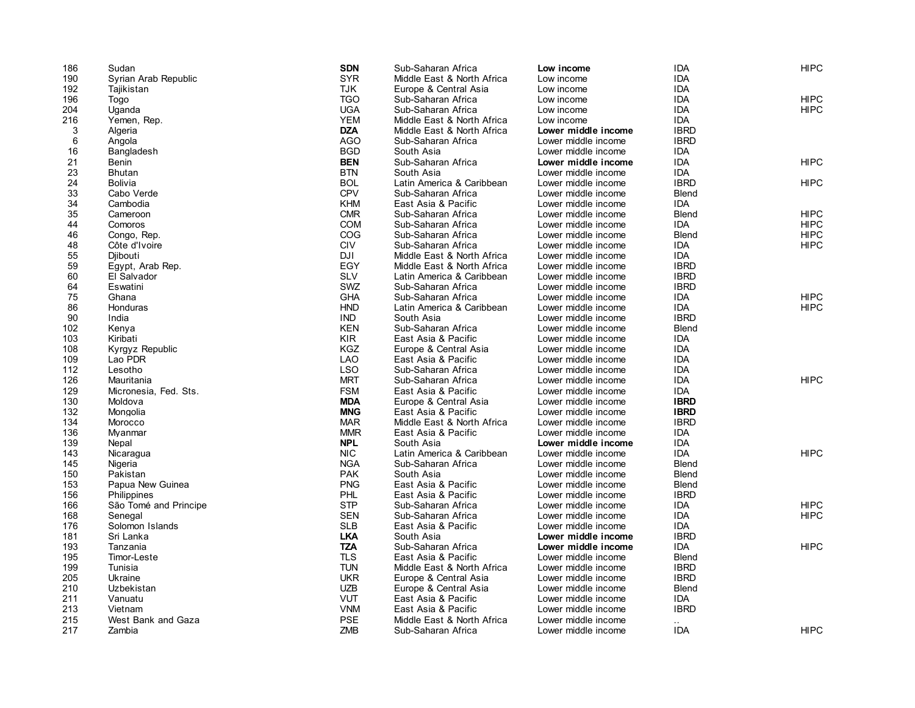| | | | | | | |
|---|---|---|---|---|---|---|
| 186 | Sudan | **SDN** | Sub-Saharan Africa | **Low income** | IDA | HIPC |
| 190 | Syrian Arab Republic | SYR | Middle East & North Africa | Low income | IDA | |
| 192 | Tajikistan | TJK | Europe & Central Asia | Low income | IDA | |
| 196 | Togo | TGO | Sub-Saharan Africa | Low income | IDA | HIPC |
| 204 | Uganda | UGA | Sub-Saharan Africa | Low income | IDA | HIPC |
| 216 | Yemen, Rep. | YEM | Middle East & North Africa | Low income | IDA | |
| 3 | Algeria | **DZA** | Middle East & North Africa | **Lower middle income** | IBRD | |
| 6 | Angola | AGO | Sub-Saharan Africa | Lower middle income | IBRD | |
| 16 | Bangladesh | BGD | South Asia | Lower middle income | IDA | |
| 21 | Benin | **BEN** | Sub-Saharan Africa | **Lower middle income** | IDA | HIPC |
| 23 | Bhutan | BTN | South Asia | Lower middle income | IDA | |
| 24 | Bolivia | BOL | Latin America & Caribbean | Lower middle income | IBRD | HIPC |
| 33 | Cabo Verde | CPV | Sub-Saharan Africa | Lower middle income | Blend | |
| 34 | Cambodia | KHM | East Asia & Pacific | Lower middle income | IDA | |
| 35 | Cameroon | CMR | Sub-Saharan Africa | Lower middle income | Blend | HIPC |
| 44 | Comoros | COM | Sub-Saharan Africa | Lower middle income | IDA | HIPC |
| 46 | Congo, Rep. | COG | Sub-Saharan Africa | Lower middle income | Blend | HIPC |
| 48 | Côte d'Ivoire | CIV | Sub-Saharan Africa | Lower middle income | IDA | HIPC |
| 55 | Djibouti | DJI | Middle East & North Africa | Lower middle income | IDA | |
| 59 | Egypt, Arab Rep. | EGY | Middle East & North Africa | Lower middle income | IBRD | |
| 60 | El Salvador | SLV | Latin America & Caribbean | Lower middle income | IBRD | |
| 64 | Eswatini | SWZ | Sub-Saharan Africa | Lower middle income | IBRD | |
| 75 | Ghana | GHA | Sub-Saharan Africa | Lower middle income | IDA | HIPC |
| 86 | Honduras | HND | Latin America & Caribbean | Lower middle income | IDA | HIPC |
| 90 | India | IND | South Asia | Lower middle income | IBRD | |
| 102 | Kenya | KEN | Sub-Saharan Africa | Lower middle income | Blend | |
| 103 | Kiribati | KIR | East Asia & Pacific | Lower middle income | IDA | |
| 108 | Kyrgyz Republic | KGZ | Europe & Central Asia | Lower middle income | IDA | |
| 109 | Lao PDR | LAO | East Asia & Pacific | Lower middle income | IDA | |
| 112 | Lesotho | LSO | Sub-Saharan Africa | Lower middle income | IDA | |
| 126 | Mauritania | MRT | Sub-Saharan Africa | Lower middle income | IDA | HIPC |
| 129 | Micronesia, Fed. Sts. | FSM | East Asia & Pacific | Lower middle income | IDA | |
| 130 | Moldova | **MDA** | Europe & Central Asia | Lower middle income | **IBRD** | |
| 132 | Mongolia | **MNG** | East Asia & Pacific | Lower middle income | **IBRD** | |
| 134 | Morocco | MAR | Middle East & North Africa | Lower middle income | IBRD | |
| 136 | Myanmar | MMR | East Asia & Pacific | Lower middle income | IDA | |
| 139 | Nepal | **NPL** | South Asia | **Lower middle income** | IDA | |
| 143 | Nicaragua | NIC | Latin America & Caribbean | Lower middle income | IDA | HIPC |
| 145 | Nigeria | NGA | Sub-Saharan Africa | Lower middle income | Blend | |
| 150 | Pakistan | PAK | South Asia | Lower middle income | Blend | |
| 153 | Papua New Guinea | PNG | East Asia & Pacific | Lower middle income | Blend | |
| 156 | Philippines | PHL | East Asia & Pacific | Lower middle income | IBRD | |
| 166 | São Tomé and Principe | STP | Sub-Saharan Africa | Lower middle income | IDA | HIPC |
| 168 | Senegal | SEN | Sub-Saharan Africa | Lower middle income | IDA | HIPC |
| 176 | Solomon Islands | SLB | East Asia & Pacific | Lower middle income | IDA | |
| 181 | Sri Lanka | **LKA** | South Asia | **Lower middle income** | IBRD | |
| 193 | Tanzania | **TZA** | Sub-Saharan Africa | **Lower middle income** | IDA | HIPC |
| 195 | Timor-Leste | TLS | East Asia & Pacific | Lower middle income | Blend | |
| 199 | Tunisia | TUN | Middle East & North Africa | Lower middle income | IBRD | |
| 205 | Ukraine | UKR | Europe & Central Asia | Lower middle income | IBRD | |
| 210 | Uzbekistan | UZB | Europe & Central Asia | Lower middle income | Blend | |
| 211 | Vanuatu | VUT | East Asia & Pacific | Lower middle income | IDA | |
| 213 | Vietnam | VNM | East Asia & Pacific | Lower middle income | IBRD | |
| 215 | West Bank and Gaza | PSE | Middle East & North Africa | Lower middle income | .. | |
| 217 | Zambia | ZMB | Sub-Saharan Africa | Lower middle income | IDA | HIPC |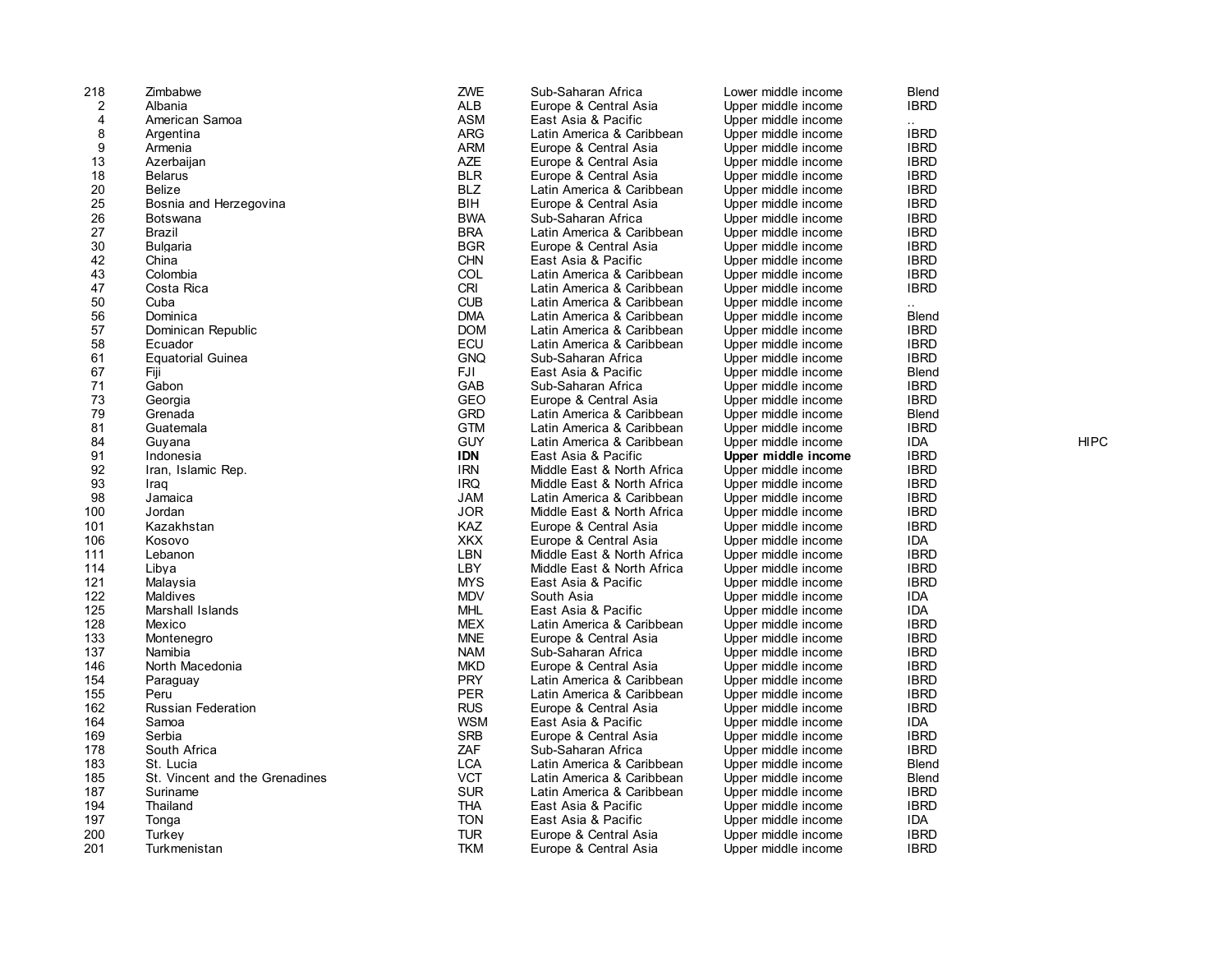| | | | | | | |
|---|---|---|---|---|---|---|
| 218 | Zimbabwe | ZWE | Sub-Saharan Africa | Lower middle income | Blend | |
| 2 | Albania | ALB | Europe & Central Asia | Upper middle income | IBRD | |
| 4 | American Samoa | ASM | East Asia & Pacific | Upper middle income | .. | |
| 8 | Argentina | ARG | Latin America & Caribbean | Upper middle income | IBRD | |
| 9 | Armenia | ARM | Europe & Central Asia | Upper middle income | IBRD | |
| 13 | Azerbaijan | AZE | Europe & Central Asia | Upper middle income | IBRD | |
| 18 | Belarus | BLR | Europe & Central Asia | Upper middle income | IBRD | |
| 20 | Belize | BLZ | Latin America & Caribbean | Upper middle income | IBRD | |
| 25 | Bosnia and Herzegovina | BIH | Europe & Central Asia | Upper middle income | IBRD | |
| 26 | Botswana | BWA | Sub-Saharan Africa | Upper middle income | IBRD | |
| 27 | Brazil | BRA | Latin America & Caribbean | Upper middle income | IBRD | |
| 30 | Bulgaria | BGR | Europe & Central Asia | Upper middle income | IBRD | |
| 42 | China | CHN | East Asia & Pacific | Upper middle income | IBRD | |
| 43 | Colombia | COL | Latin America & Caribbean | Upper middle income | IBRD | |
| 47 | Costa Rica | CRI | Latin America & Caribbean | Upper middle income | IBRD | |
| 50 | Cuba | CUB | Latin America & Caribbean | Upper middle income | .. | |
| 56 | Dominica | DMA | Latin America & Caribbean | Upper middle income | Blend | |
| 57 | Dominican Republic | DOM | Latin America & Caribbean | Upper middle income | IBRD | |
| 58 | Ecuador | ECU | Latin America & Caribbean | Upper middle income | IBRD | |
| 61 | Equatorial Guinea | GNQ | Sub-Saharan Africa | Upper middle income | IBRD | |
| 67 | Fiji | FJI | East Asia & Pacific | Upper middle income | Blend | |
| 71 | Gabon | GAB | Sub-Saharan Africa | Upper middle income | IBRD | |
| 73 | Georgia | GEO | Europe & Central Asia | Upper middle income | IBRD | |
| 79 | Grenada | GRD | Latin America & Caribbean | Upper middle income | Blend | |
| 81 | Guatemala | GTM | Latin America & Caribbean | Upper middle income | IBRD | |
| 84 | Guyana | GUY | Latin America & Caribbean | Upper middle income | IDA | HIPC |
| 91 | Indonesia | **IDN** | East Asia & Pacific | **Upper middle income** | IBRD | |
| 92 | Iran, Islamic Rep. | IRN | Middle East & North Africa | Upper middle income | IBRD | |
| 93 | Iraq | IRQ | Middle East & North Africa | Upper middle income | IBRD | |
| 98 | Jamaica | JAM | Latin America & Caribbean | Upper middle income | IBRD | |
| 100 | Jordan | JOR | Middle East & North Africa | Upper middle income | IBRD | |
| 101 | Kazakhstan | KAZ | Europe & Central Asia | Upper middle income | IBRD | |
| 106 | Kosovo | XKX | Europe & Central Asia | Upper middle income | IDA | |
| 111 | Lebanon | LBN | Middle East & North Africa | Upper middle income | IBRD | |
| 114 | Libya | LBY | Middle East & North Africa | Upper middle income | IBRD | |
| 121 | Malaysia | MYS | East Asia & Pacific | Upper middle income | IBRD | |
| 122 | Maldives | MDV | South Asia | Upper middle income | IDA | |
| 125 | Marshall Islands | MHL | East Asia & Pacific | Upper middle income | IDA | |
| 128 | Mexico | MEX | Latin America & Caribbean | Upper middle income | IBRD | |
| 133 | Montenegro | MNE | Europe & Central Asia | Upper middle income | IBRD | |
| 137 | Namibia | NAM | Sub-Saharan Africa | Upper middle income | IBRD | |
| 146 | North Macedonia | MKD | Europe & Central Asia | Upper middle income | IBRD | |
| 154 | Paraguay | PRY | Latin America & Caribbean | Upper middle income | IBRD | |
| 155 | Peru | PER | Latin America & Caribbean | Upper middle income | IBRD | |
| 162 | Russian Federation | RUS | Europe & Central Asia | Upper middle income | IBRD | |
| 164 | Samoa | WSM | East Asia & Pacific | Upper middle income | IDA | |
| 169 | Serbia | SRB | Europe & Central Asia | Upper middle income | IBRD | |
| 178 | South Africa | ZAF | Sub-Saharan Africa | Upper middle income | IBRD | |
| 183 | St. Lucia | LCA | Latin America & Caribbean | Upper middle income | Blend | |
| 185 | St. Vincent and the Grenadines | VCT | Latin America & Caribbean | Upper middle income | Blend | |
| 187 | Suriname | SUR | Latin America & Caribbean | Upper middle income | IBRD | |
| 194 | Thailand | THA | East Asia & Pacific | Upper middle income | IBRD | |
| 197 | Tonga | TON | East Asia & Pacific | Upper middle income | IDA | |
| 200 | Turkey | TUR | Europe & Central Asia | Upper middle income | IBRD | |
| 201 | Turkmenistan | TKM | Europe & Central Asia | Upper middle income | IBRD | |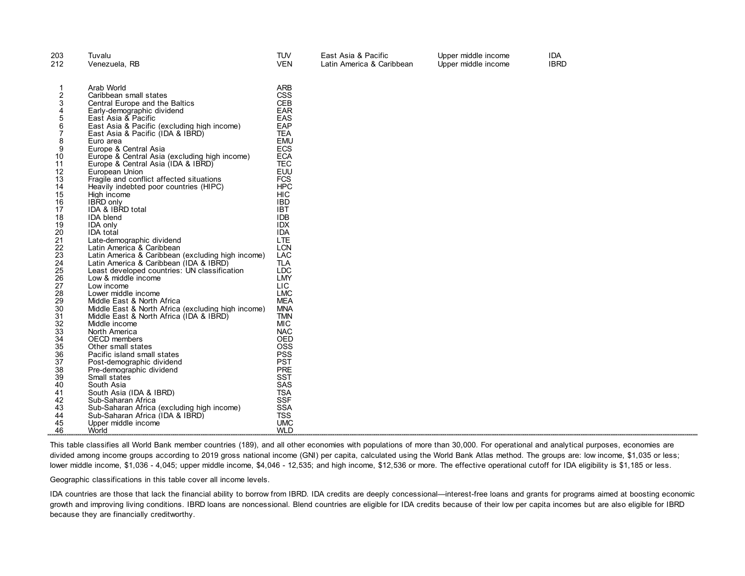| | | | | | |
|---|---|---|---|---|---|
| 203 | Tuvalu | TUV | East Asia & Pacific | Upper middle income | IDA |
| 212 | Venezuela, RB | VEN | Latin America & Caribbean | Upper middle income | IBRD |

| | | |
|---|---|---|
| 1 | Arab World | ARB |
| 2 | Caribbean small states | CSS |
| 3 | Central Europe and the Baltics | CEB |
| 4 | Early-demographic dividend | EAR |
| 5 | East Asia & Pacific | EAS |
| 6 | East Asia & Pacific (excluding high income) | EAP |
| 7 | East Asia & Pacific (IDA & IBRD) | TEA |
| 8 | Euro area | EMU |
| 9 | Europe & Central Asia | ECS |
| 10 | Europe & Central Asia (excluding high income) | ECA |
| 11 | Europe & Central Asia (IDA & IBRD) | TEC |
| 12 | European Union | EUU |
| 13 | Fragile and conflict affected situations | FCS |
| 14 | Heavily indebted poor countries (HIPC) | HPC |
| 15 | High income | HIC |
| 16 | IBRD only | IBD |
| 17 | IDA & IBRD total | IBT |
| 18 | IDA blend | IDB |
| 19 | IDA only | IDX |
| 20 | IDA total | IDA |
| 21 | Late-demographic dividend | LTE |
| 22 | Latin America & Caribbean | LCN |
| 23 | Latin America & Caribbean (excluding high income) | LAC |
| 24 | Latin America & Caribbean (IDA & IBRD) | TLA |
| 25 | Least developed countries: UN classification | LDC |
| 26 | Low & middle income | LMY |
| 27 | Low income | LIC |
| 28 | Lower middle income | LMC |
| 29 | Middle East & North Africa | MEA |
| 30 | Middle East & North Africa (excluding high income) | MNA |
| 31 | Middle East & North Africa (IDA & IBRD) | TMN |
| 32 | Middle income | MIC |
| 33 | North America | NAC |
| 34 | OECD members | OED |
| 35 | Other small states | OSS |
| 36 | Pacific island small states | PSS |
| 37 | Post-demographic dividend | PST |
| 38 | Pre-demographic dividend | PRE |
| 39 | Small states | SST |
| 40 | South Asia | SAS |
| 41 | South Asia (IDA & IBRD) | TSA |
| 42 | Sub-Saharan Africa | SSF |
| 43 | Sub-Saharan Africa (excluding high income) | SSA |
| 44 | Sub-Saharan Africa (IDA & IBRD) | TSS |
| 45 | Upper middle income | UMC |
| 46 | World | WLD |

This table classifies all World Bank member countries (189), and all other economies with populations of more than 30,000. For operational and analytical purposes, economies are divided among income groups according to 2019 gross national income (GNI) per capita, calculated using the World Bank Atlas method. The groups are: low income, $1,035 or less; lower middle income, $1,036 - 4,045; upper middle income, $4,046 - 12,535; and high income, $12,536 or more. The effective operational cutoff for IDA eligibility is $1,185 or less.

Geographic classifications in this table cover all income levels.

IDA countries are those that lack the financial ability to borrow from IBRD. IDA credits are deeply concessional—interest-free loans and grants for programs aimed at boosting economic growth and improving living conditions. IBRD loans are noncessional. Blend countries are eligible for IDA credits because of their low per capita incomes but are also eligible for IBRD because they are financially creditworthy.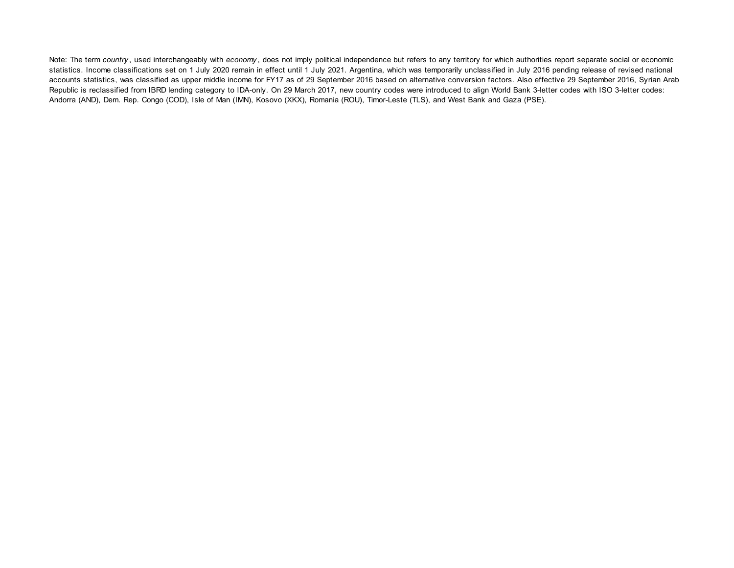Note: The term *country*, used interchangeably with *economy*, does not imply political independence but refers to any territory for which authorities report separate social or economic statistics. Income classifications set on 1 July 2020 remain in effect until 1 July 2021. Argentina, which was temporarily unclassified in July 2016 pending release of revised national accounts statistics, was classified as upper middle income for FY17 as of 29 September 2016 based on alternative conversion factors. Also effective 29 September 2016, Syrian Arab Republic is reclassified from IBRD lending category to IDA-only. On 29 March 2017, new country codes were introduced to align World Bank 3-letter codes with ISO 3-letter codes: Andorra (AND), Dem. Rep. Congo (COD), Isle of Man (IMN), Kosovo (XKX), Romania (ROU), Timor-Leste (TLS), and West Bank and Gaza (PSE).